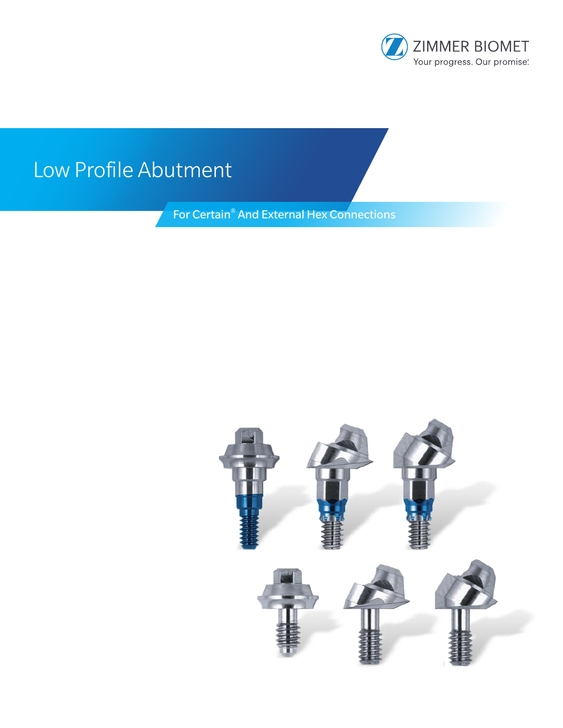ZIMMER BIOMET

Your progress. Our promise.®

# Low Profile Abutment

## For Certain® And External Hex Connections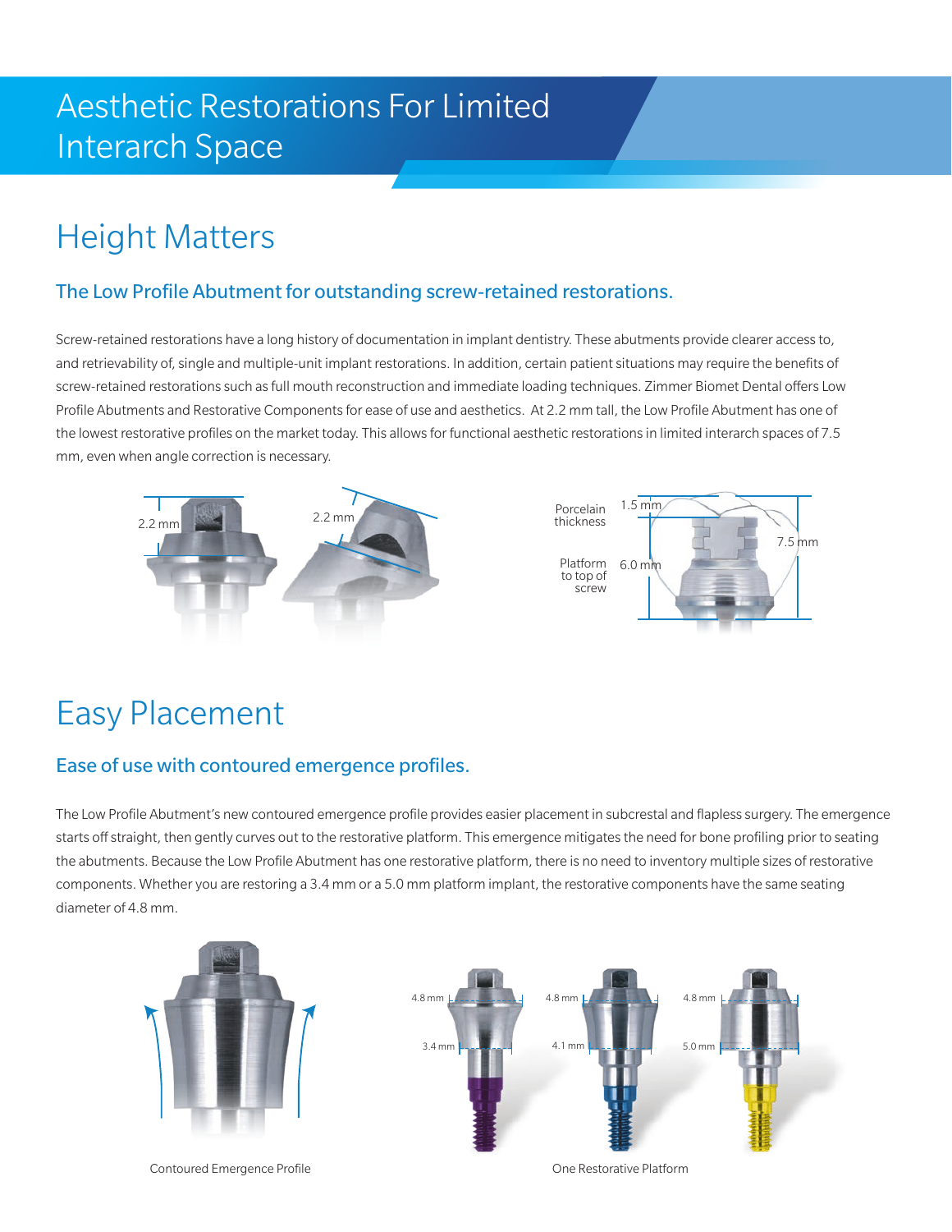# Aesthetic Restorations For Limited Interarch Space

## Height Matters

### The Low Profile Abutment for outstanding screw-retained restorations.

Screw-retained restorations have a long history of documentation in implant dentistry. These abutments provide clearer access to, and retrievability of, single and multiple-unit implant restorations. In addition, certain patient situations may require the benefits of screw-retained restorations such as full mouth reconstruction and immediate loading techniques. Zimmer Biomet Dental offers Low Profile Abutments and Restorative Components for ease of use and aesthetics. At 2.2 mm tall, the Low Profile Abutment has one of the lowest restorative profiles on the market today. This allows for functional aesthetic restorations in limited interarch spaces of 7.5 mm, even when angle correction is necessary.

2.2 mm

2.2 mm

Porcelain thickness 1.5 mm

Platform to top of screw 6.0 mm

7.5 mm

## Easy Placement

### Ease of use with contoured emergence profiles.

The Low Profile Abutment's new contoured emergence profile provides easier placement in subcrestal and flapless surgery. The emergence starts off straight, then gently curves out to the restorative platform. This emergence mitigates the need for bone profiling prior to seating the abutments. Because the Low Profile Abutment has one restorative platform, there is no need to inventory multiple sizes of restorative components. Whether you are restoring a 3.4 mm or a 5.0 mm platform implant, the restorative components have the same seating diameter of 4.8 mm.

Contoured Emergence Profile

4.8 mm / 3.4 mm

4.8 mm / 4.1 mm

4.8 mm / 5.0 mm

One Restorative Platform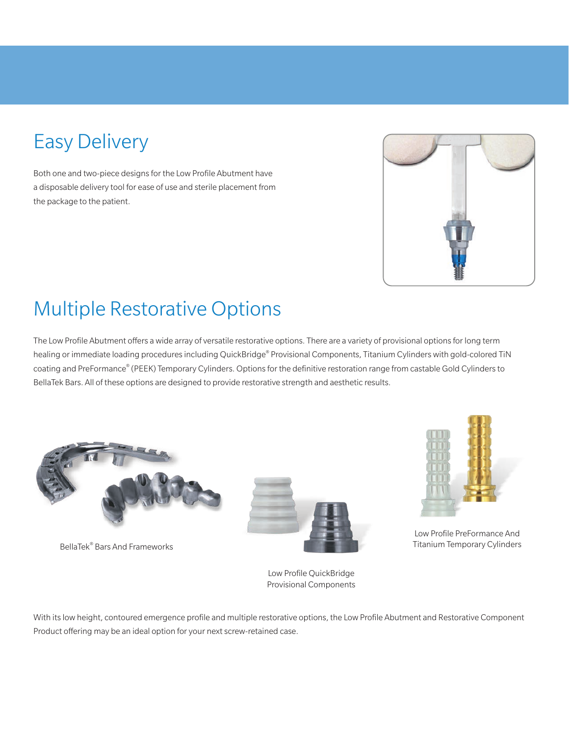## Easy Delivery

Both one and two-piece designs for the Low Profile Abutment have a disposable delivery tool for ease of use and sterile placement from the package to the patient.

## Multiple Restorative Options

The Low Profile Abutment offers a wide array of versatile restorative options. There are a variety of provisional options for long term healing or immediate loading procedures including QuickBridge® Provisional Components, Titanium Cylinders with gold-colored TiN coating and PreFormance® (PEEK) Temporary Cylinders. Options for the definitive restoration range from castable Gold Cylinders to BellaTek Bars. All of these options are designed to provide restorative strength and aesthetic results.

BellaTek® Bars And Frameworks

Low Profile QuickBridge Provisional Components

Low Profile PreFormance And Titanium Temporary Cylinders

With its low height, contoured emergence profile and multiple restorative options, the Low Profile Abutment and Restorative Component Product offering may be an ideal option for your next screw-retained case.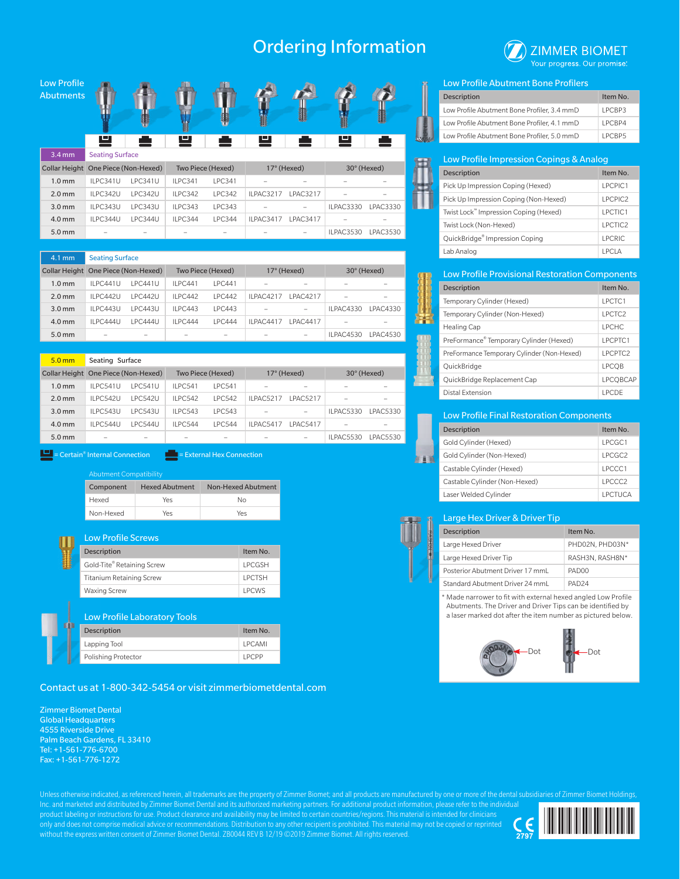# Ordering Information

ZIMMER BIOMET
Your progress. Our promise.

## Low Profile Abutments

| 3.4 mm | Seating Surface | | | | | | | |
|---|---|---|---|---|---|---|---|---|
| Collar Height | One Piece (Non-Hexed) | | Two Piece (Hexed) | | 17° (Hexed) | | 30° (Hexed) | |
| 1.0 mm | ILPC341U | LPC341U | ILPC341 | LPC341 | – | – | – | – |
| 2.0 mm | ILPC342U | LPC342U | ILPC342 | LPC342 | ILPAC3217 | LPAC3217 | – | – |
| 3.0 mm | ILPC343U | LPC343U | ILPC343 | LPC343 | – | – | ILPAC3330 | LPAC3330 |
| 4.0 mm | ILPC344U | LPC344U | ILPC344 | LPC344 | ILPAC3417 | LPAC3417 | – | – |
| 5.0 mm | – | – | – | – | – | – | ILPAC3530 | LPAC3530 |

| 4.1 mm | Seating Surface | | | | | | | |
|---|---|---|---|---|---|---|---|---|
| Collar Height | One Piece (Non-Hexed) | | Two Piece (Hexed) | | 17° (Hexed) | | 30° (Hexed) | |
| 1.0 mm | ILPC441U | LPC441U | ILPC441 | LPC441 | – | – | – | – |
| 2.0 mm | ILPC442U | LPC442U | ILPC442 | LPC442 | ILPAC4217 | LPAC4217 | – | – |
| 3.0 mm | ILPC443U | LPC443U | ILPC443 | LPC443 | – | – | ILPAC4330 | LPAC4330 |
| 4.0 mm | ILPC444U | LPC444U | ILPC444 | LPC444 | ILPAC4417 | LPAC4417 | – | – |
| 5.0 mm | – | – | – | – | – | – | ILPAC4530 | LPAC4530 |

| 5.0 mm | Seating Surface | | | | | | | |
|---|---|---|---|---|---|---|---|---|
| Collar Height | One Piece (Non-Hexed) | | Two Piece (Hexed) | | 17° (Hexed) | | 30° (Hexed) | |
| 1.0 mm | ILPC541U | LPC541U | ILPC541 | LPC541 | – | – | – | – |
| 2.0 mm | ILPC542U | LPC542U | ILPC542 | LPC542 | ILPAC5217 | LPAC5217 | – | – |
| 3.0 mm | ILPC543U | LPC543U | ILPC543 | LPC543 | – | – | ILPAC5330 | LPAC5330 |
| 4.0 mm | ILPC544U | LPC544U | ILPC544 | LPC544 | ILPAC5417 | LPAC5417 | – | – |
| 5.0 mm | – | – | – | – | – | – | ILPAC5530 | LPAC5530 |

= Certain® Internal Connection   = External Hex Connection

Abutment Compatibility

| Component | Hexed Abutment | Non-Hexed Abutment |
|---|---|---|
| Hexed | Yes | No |
| Non-Hexed | Yes | Yes |

## Low Profile Screws

| Description | Item No. |
|---|---|
| Gold-Tite® Retaining Screw | LPCGSH |
| Titanium Retaining Screw | LPCTSH |
| Waxing Screw | LPCWS |

## Low Profile Laboratory Tools

| Description | Item No. |
|---|---|
| Lapping Tool | LPCAMI |
| Polishing Protector | LPCPP |

## Low Profile Abutment Bone Profilers

| Description | Item No. |
|---|---|
| Low Profile Abutment Bone Profiler, 3.4 mmD | LPCBP3 |
| Low Profile Abutment Bone Profiler, 4.1 mmD | LPCBP4 |
| Low Profile Abutment Bone Profiler, 5.0 mmD | LPCBP5 |

## Low Profile Impression Copings & Analog

| Description | Item No. |
|---|---|
| Pick Up Impression Coping (Hexed) | LPCPIC1 |
| Pick Up Impression Coping (Non-Hexed) | LPCPIC2 |
| Twist Lock™ Impression Coping (Hexed) | LPCTIC1 |
| Twist Lock (Non-Hexed) | LPCTIC2 |
| QuickBridge® Impression Coping | LPCRIC |
| Lab Analog | LPCLA |

## Low Profile Provisional Restoration Components

| Description | Item No. |
|---|---|
| Temporary Cylinder (Hexed) | LPCTC1 |
| Temporary Cylinder (Non-Hexed) | LPCTC2 |
| Healing Cap | LPCHC |
| PreFormance® Temporary Cylinder (Hexed) | LPCPTC1 |
| PreFormance Temporary Cylinder (Non-Hexed) | LPCPTC2 |
| QuickBridge | LPCQB |
| QuickBridge Replacement Cap | LPCQBCAP |
| Distal Extension | LPCDE |

## Low Profile Final Restoration Components

| Description | Item No. |
|---|---|
| Gold Cylinder (Hexed) | LPCGC1 |
| Gold Cylinder (Non-Hexed) | LPCGC2 |
| Castable Cylinder (Hexed) | LPCCC1 |
| Castable Cylinder (Non-Hexed) | LPCCC2 |
| Laser Welded Cylinder | LPCTUCA |

## Large Hex Driver & Driver Tip

| Description | Item No. |
|---|---|
| Large Hexed Driver | PHD02N, PHD03N* |
| Large Hexed Driver Tip | RASH3N, RASH8N* |
| Posterior Abutment Driver 17 mmL | PAD00 |
| Standard Abutment Driver 24 mmL | PAD24 |

* Made narrower to fit with external hexed angled Low Profile Abutments. The Driver and Driver Tips can be identified by a laser marked dot after the item number as pictured below.

Dot   Dot

Contact us at 1-800-342-5454 or visit zimmerbiometdental.com

Zimmer Biomet Dental
Global Headquarters
4555 Riverside Drive
Palm Beach Gardens, FL 33410
Tel: +1-561-776-6700
Fax: +1-561-776-1272

Unless otherwise indicated, as referenced herein, all trademarks are the property of Zimmer Biomet; and all products are manufactured by one or more of the dental subsidiaries of Zimmer Biomet Holdings, Inc. and marketed and distributed by Zimmer Biomet Dental and its authorized marketing partners. For additional product information, please refer to the individual product labeling or instructions for use. Product clearance and availability may be limited to certain countries/regions. This material is intended for clinicians only and does not comprise medical advice or recommendations. Distribution to any other recipient is prohibited. This material may not be copied or reprinted without the express written consent of Zimmer Biomet Dental. ZB0044 REV B 12/19 ©2019 Zimmer Biomet. All rights reserved.

CE 2797